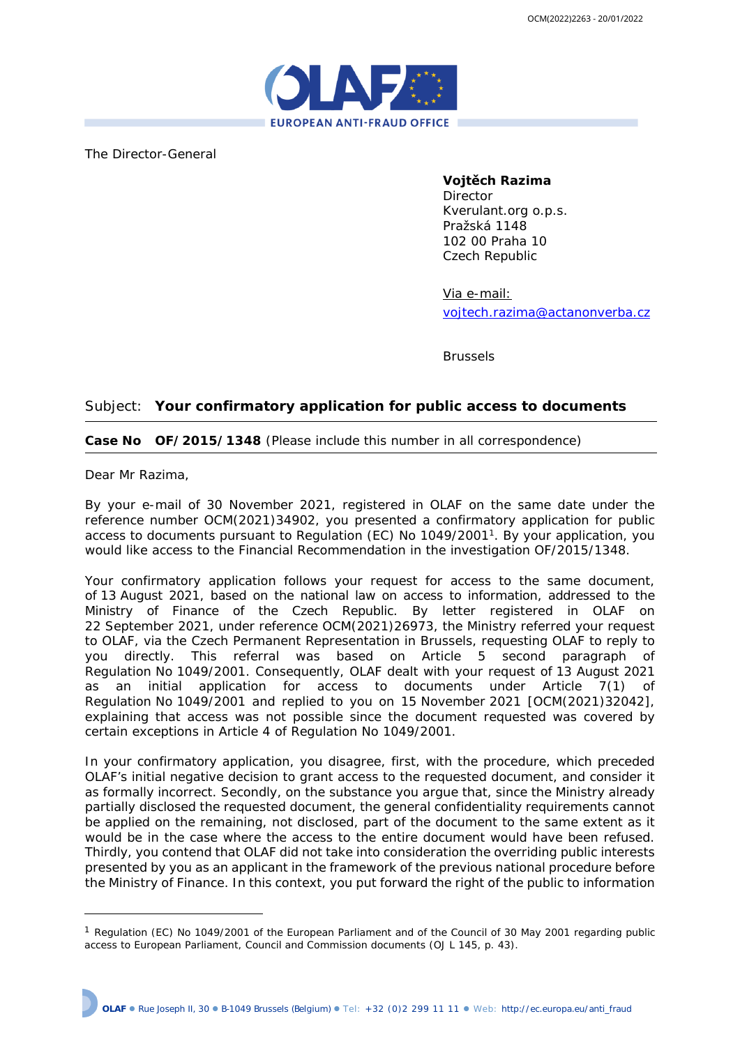OCM(2022)2263 - 20/01/2022

EUROPEAN ANTI-FRAUD OFFICE

The Director-General

**Vojtěch Razima**
Director
Kverulant.org o.p.s.
Pražská 1148
102 00 Praha 10
Czech Republic

Via e-mail:
vojtech.razima@actanonverba.cz

Brussels

Subject: **Your confirmatory application for public access to documents**

**Case No OF/2015/1348** (Please include this number in all correspondence)

Dear Mr Razima,

By your e-mail of 30 November 2021, registered in OLAF on the same date under the reference number OCM(2021)34902, you presented a confirmatory application for public access to documents pursuant to Regulation (EC) No 1049/2001[1]. By your application, you would like access to the Financial Recommendation in the investigation OF/2015/1348.

Your confirmatory application follows your request for access to the same document, of 13 August 2021, based on the national law on access to information, addressed to the Ministry of Finance of the Czech Republic. By letter registered in OLAF on 22 September 2021, under reference OCM(2021)26973, the Ministry referred your request to OLAF, via the Czech Permanent Representation in Brussels, requesting OLAF to reply to you directly. This referral was based on Article 5 second paragraph of Regulation No 1049/2001. Consequently, OLAF dealt with your request of 13 August 2021 as an initial application for access to documents under Article 7(1) of Regulation No 1049/2001 and replied to you on 15 November 2021 [OCM(2021)32042], explaining that access was not possible since the document requested was covered by certain exceptions in Article 4 of Regulation No 1049/2001.

In your confirmatory application, you disagree, first, with the procedure, which preceded OLAF's initial negative decision to grant access to the requested document, and consider it as formally incorrect. Secondly, on the substance you argue that, since the Ministry already partially disclosed the requested document, the general confidentiality requirements cannot be applied on the remaining, not disclosed, part of the document to the same extent as it would be in the case where the access to the entire document would have been refused. Thirdly, you contend that OLAF did not take into consideration the overriding public interests presented by you as an applicant in the framework of the previous national procedure before the Ministry of Finance. In this context, you put forward the right of the public to information

[1] Regulation (EC) No 1049/2001 of the European Parliament and of the Council of 30 May 2001 regarding public access to European Parliament, Council and Commission documents (OJ L 145, p. 43).

OLAF ● Rue Joseph II, 30 ● B-1049 Brussels (Belgium) ● Tel: +32 (0)2 299 11 11 ● Web: http://ec.europa.eu/anti_fraud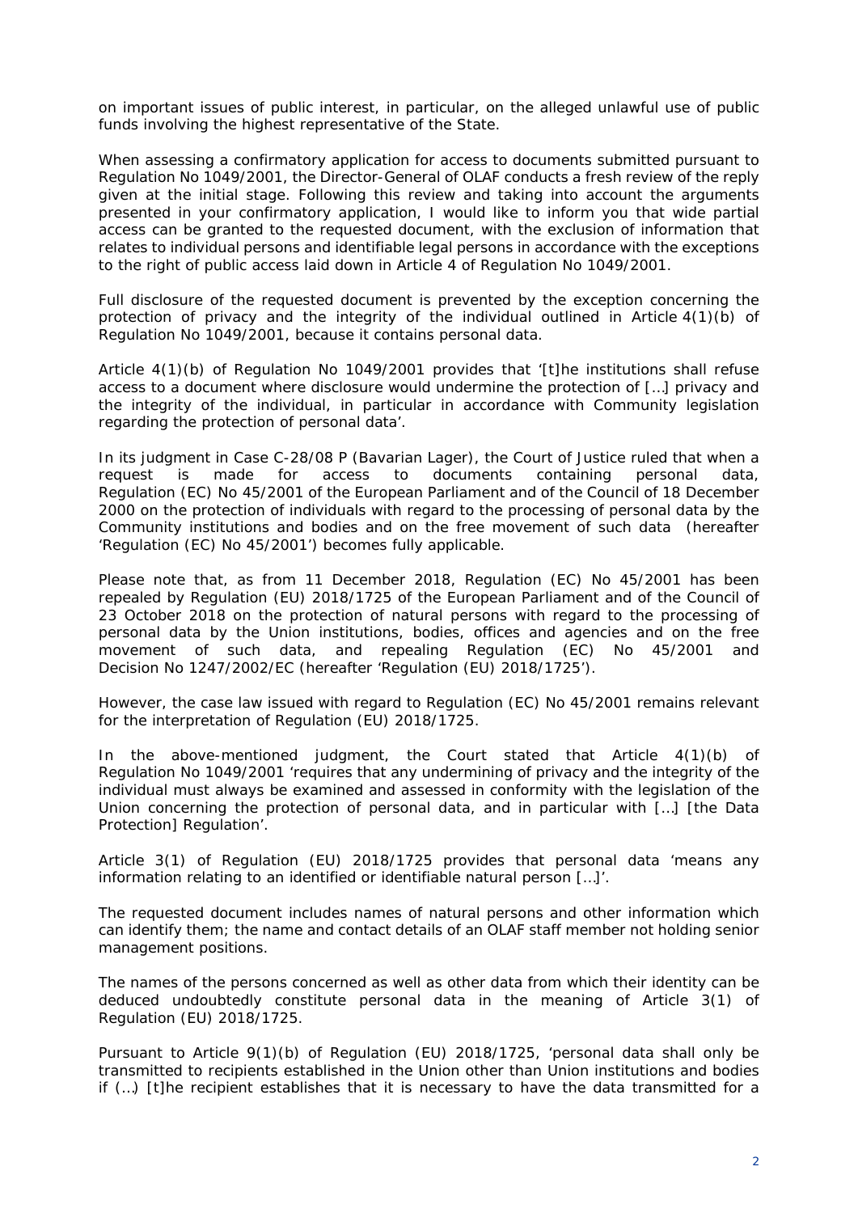on important issues of public interest, in particular, on the alleged unlawful use of public funds involving the highest representative of the State.

When assessing a confirmatory application for access to documents submitted pursuant to Regulation No 1049/2001, the Director-General of OLAF conducts a fresh review of the reply given at the initial stage. Following this review and taking into account the arguments presented in your confirmatory application, I would like to inform you that wide partial access can be granted to the requested document, with the exclusion of information that relates to individual persons and identifiable legal persons in accordance with the exceptions to the right of public access laid down in Article 4 of Regulation No 1049/2001.

Full disclosure of the requested document is prevented by the exception concerning the protection of privacy and the integrity of the individual outlined in Article 4(1)(b) of Regulation No 1049/2001, because it contains personal data.

Article 4(1)(b) of Regulation No 1049/2001 provides that '[t]he institutions shall refuse access to a document where disclosure would undermine the protection of […] privacy and the integrity of the individual, in particular in accordance with Community legislation regarding the protection of personal data'.

In its judgment in Case C-28/08 P (Bavarian Lager), the Court of Justice ruled that when a request is made for access to documents containing personal data, Regulation (EC) No 45/2001 of the European Parliament and of the Council of 18 December 2000 on the protection of individuals with regard to the processing of personal data by the Community institutions and bodies and on the free movement of such data (hereafter 'Regulation (EC) No 45/2001') becomes fully applicable.

Please note that, as from 11 December 2018, Regulation (EC) No 45/2001 has been repealed by Regulation (EU) 2018/1725 of the European Parliament and of the Council of 23 October 2018 on the protection of natural persons with regard to the processing of personal data by the Union institutions, bodies, offices and agencies and on the free movement of such data, and repealing Regulation (EC) No 45/2001 and Decision No 1247/2002/EC (hereafter 'Regulation (EU) 2018/1725').

However, the case law issued with regard to Regulation (EC) No 45/2001 remains relevant for the interpretation of Regulation (EU) 2018/1725.

In the above-mentioned judgment, the Court stated that Article 4(1)(b) of Regulation No 1049/2001 'requires that any undermining of privacy and the integrity of the individual must always be examined and assessed in conformity with the legislation of the Union concerning the protection of personal data, and in particular with […] [the Data Protection] Regulation'.

Article 3(1) of Regulation (EU) 2018/1725 provides that personal data 'means any information relating to an identified or identifiable natural person […]'.

The requested document includes names of natural persons and other information which can identify them; the name and contact details of an OLAF staff member not holding senior management positions.

The names of the persons concerned as well as other data from which their identity can be deduced undoubtedly constitute personal data in the meaning of Article 3(1) of Regulation (EU) 2018/1725.

Pursuant to Article 9(1)(b) of Regulation (EU) 2018/1725, 'personal data shall only be transmitted to recipients established in the Union other than Union institutions and bodies if (…) [t]he recipient establishes that it is necessary to have the data transmitted for a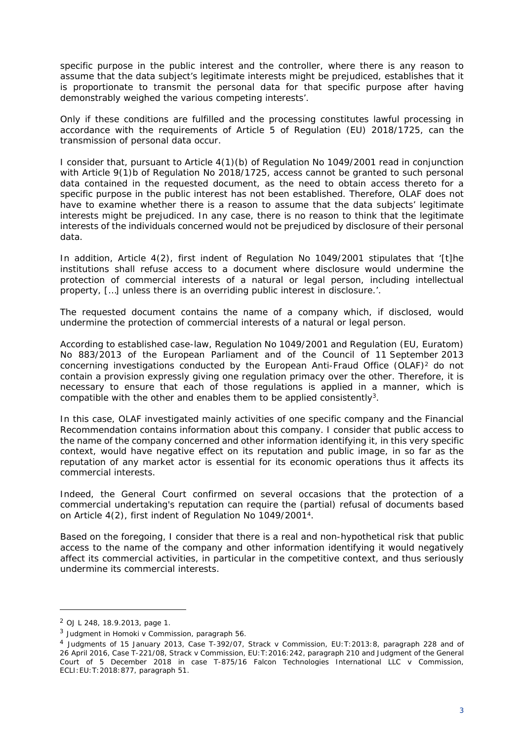specific purpose in the public interest and the controller, where there is any reason to assume that the data subject's legitimate interests might be prejudiced, establishes that it is proportionate to transmit the personal data for that specific purpose after having demonstrably weighed the various competing interests'.

Only if these conditions are fulfilled and the processing constitutes lawful processing in accordance with the requirements of Article 5 of Regulation (EU) 2018/1725, can the transmission of personal data occur.

I consider that, pursuant to Article 4(1)(b) of Regulation No 1049/2001 read in conjunction with Article 9(1)b of Regulation No 2018/1725, access cannot be granted to such personal data contained in the requested document, as the need to obtain access thereto for a specific purpose in the public interest has not been established. Therefore, OLAF does not have to examine whether there is a reason to assume that the data subjects' legitimate interests might be prejudiced. In any case, there is no reason to think that the legitimate interests of the individuals concerned would not be prejudiced by disclosure of their personal data.

In addition, Article 4(2), first indent of Regulation No 1049/2001 stipulates that '[t]he institutions shall refuse access to a document where disclosure would undermine the protection of commercial interests of a natural or legal person, including intellectual property, […] unless there is an overriding public interest in disclosure.'.

The requested document contains the name of a company which, if disclosed, would undermine the protection of commercial interests of a natural or legal person.

According to established case-law, Regulation No 1049/2001 and Regulation (EU, Euratom) No 883/2013 of the European Parliament and of the Council of 11 September 2013 concerning investigations conducted by the European Anti-Fraud Office (OLAF)[2] do not contain a provision expressly giving one regulation primacy over the other. Therefore, it is necessary to ensure that each of those regulations is applied in a manner, which is compatible with the other and enables them to be applied consistently[3].

In this case, OLAF investigated mainly activities of one specific company and the Financial Recommendation contains information about this company. I consider that public access to the name of the company concerned and other information identifying it, in this very specific context, would have negative effect on its reputation and public image, in so far as the reputation of any market actor is essential for its economic operations thus it affects its commercial interests.

Indeed, the General Court confirmed on several occasions that the protection of a commercial undertaking's reputation can require the (partial) refusal of documents based on Article 4(2), first indent of Regulation No 1049/2001[4].

Based on the foregoing, I consider that there is a real and non-hypothetical risk that public access to the name of the company and other information identifying it would negatively affect its commercial activities, in particular in the competitive context, and thus seriously undermine its commercial interests.

---

[2] OJ L 248, 18.9.2013, page 1.

[3] Judgment in *Homoki v Commission*, paragraph 56.

[4] Judgments of 15 January 2013, Case T-392/07, *Strack v Commission*, EU:T:2013:8, paragraph 228 and of 26 April 2016, Case T-221/08, *Strack v Commission*, EU:T:2016:242, paragraph 210 and Judgment of the General Court of 5 December 2018 in case T-875/16 *Falcon Technologies International LLC v Commission*, ECLI:EU:T:2018:877, paragraph 51.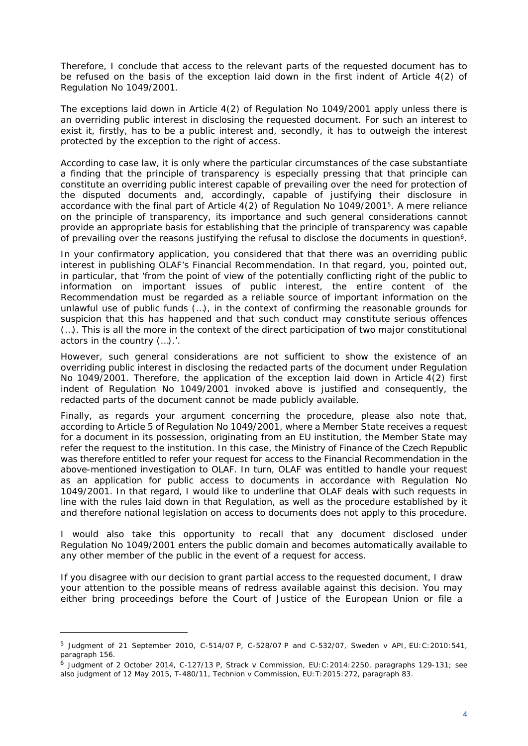Therefore, I conclude that access to the relevant parts of the requested document has to be refused on the basis of the exception laid down in the first indent of Article 4(2) of Regulation No 1049/2001.

The exceptions laid down in Article 4(2) of Regulation No 1049/2001 apply unless there is an overriding public interest in disclosing the requested document. For such an interest to exist it, firstly, has to be a public interest and, secondly, it has to outweigh the interest protected by the exception to the right of access.

According to case law, it is only where the particular circumstances of the case substantiate a finding that the principle of transparency is especially pressing that that principle can constitute an overriding public interest capable of prevailing over the need for protection of the disputed documents and, accordingly, capable of justifying their disclosure in accordance with the final part of Article 4(2) of Regulation No 1049/2001[5]. A mere reliance on the principle of transparency, its importance and such general considerations cannot provide an appropriate basis for establishing that the principle of transparency was capable of prevailing over the reasons justifying the refusal to disclose the documents in question[6].

In your confirmatory application, you considered that that there was an overriding public interest in publishing OLAF's Financial Recommendation. In that regard, you, pointed out, in particular, that 'from the point of view of the potentially conflicting right of the public to information on important issues of public interest, the entire content of the Recommendation must be regarded as a reliable source of important information on the unlawful use of public funds (…), in the context of confirming the reasonable grounds for suspicion that this has happened and that such conduct may constitute serious offences (…). This is all the more in the context of the direct participation of two major constitutional actors in the country (…).'.

However, such general considerations are not sufficient to show the existence of an overriding public interest in disclosing the redacted parts of the document under Regulation No 1049/2001. Therefore, the application of the exception laid down in Article 4(2) first indent of Regulation No 1049/2001 invoked above is justified and consequently, the redacted parts of the document cannot be made publicly available.

Finally, as regards your argument concerning the procedure, please also note that, according to Article 5 of Regulation No 1049/2001, where a Member State receives a request for a document in its possession, originating from an EU institution, the Member State may refer the request to the institution. In this case, the Ministry of Finance of the Czech Republic was therefore entitled to refer your request for access to the Financial Recommendation in the above-mentioned investigation to OLAF. In turn, OLAF was entitled to handle your request as an application for public access to documents in accordance with Regulation No 1049/2001. In that regard, I would like to underline that OLAF deals with such requests in line with the rules laid down in that Regulation, as well as the procedure established by it and therefore national legislation on access to documents does not apply to this procedure.

I would also take this opportunity to recall that any document disclosed under Regulation No 1049/2001 enters the public domain and becomes automatically available to any other member of the public in the event of a request for access.

If you disagree with our decision to grant partial access to the requested document, I draw your attention to the possible means of redress available against this decision. You may either bring proceedings before the Court of Justice of the European Union or file a

---

[5] Judgment of 21 September 2010, C-514/07 P, C-528/07 P and C-532/07, *Sweden v API*, EU:C:2010:541, paragraph 156.

[6] Judgment of 2 October 2014, C-127/13 P, *Strack v Commission*, EU:C:2014:2250, paragraphs 129-131; see also judgment of 12 May 2015, T-480/11, *Technion v Commission*, EU:T:2015:272, paragraph 83.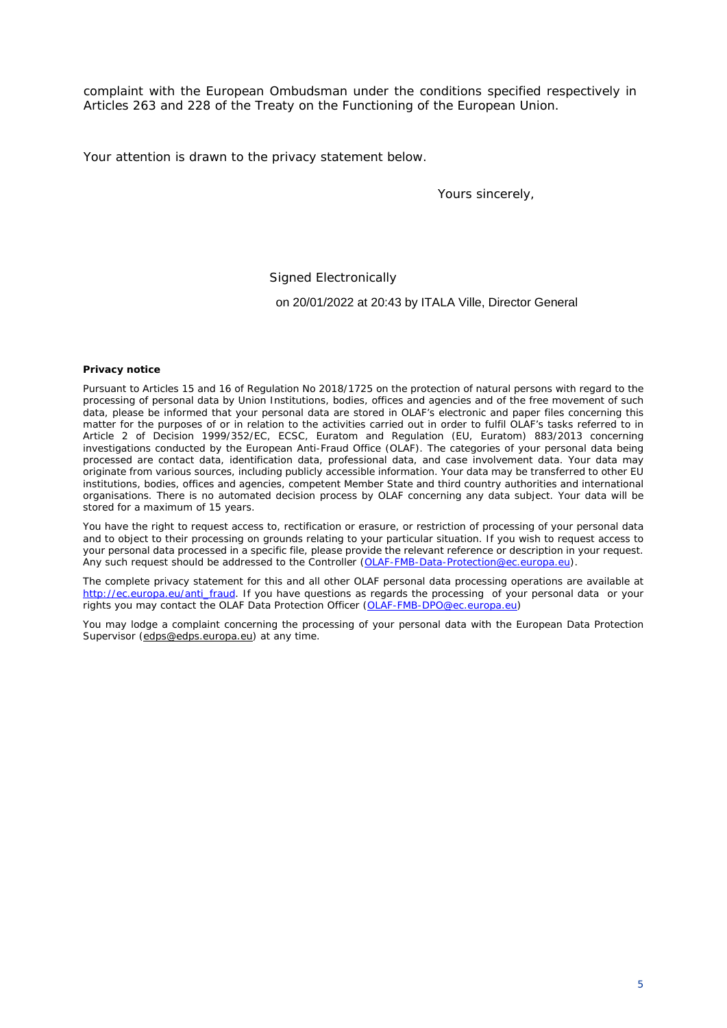complaint with the European Ombudsman under the conditions specified respectively in Articles 263 and 228 of the Treaty on the Functioning of the European Union.

Your attention is drawn to the privacy statement below.

Yours sincerely,

Signed Electronically

on 20/01/2022 at 20:43 by ITALA Ville, Director General

**Privacy notice**

Pursuant to Articles 15 and 16 of Regulation No 2018/1725 on the protection of natural persons with regard to the processing of personal data by Union Institutions, bodies, offices and agencies and of the free movement of such data, please be informed that your personal data are stored in OLAF's electronic and paper files concerning this matter for the purposes of or in relation to the activities carried out in order to fulfil OLAF's tasks referred to in Article 2 of Decision 1999/352/EC, ECSC, Euratom and Regulation (EU, Euratom) 883/2013 concerning investigations conducted by the European Anti-Fraud Office (OLAF). The categories of your personal data being processed are contact data, identification data, professional data, and case involvement data. Your data may originate from various sources, including publicly accessible information. Your data may be transferred to other EU institutions, bodies, offices and agencies, competent Member State and third country authorities and international organisations. There is no automated decision process by OLAF concerning any data subject. Your data will be stored for a maximum of 15 years.

You have the right to request access to, rectification or erasure, or restriction of processing of your personal data and to object to their processing on grounds relating to your particular situation. If you wish to request access to your personal data processed in a specific file, please provide the relevant reference or description in your request. Any such request should be addressed to the Controller (OLAF-FMB-Data-Protection@ec.europa.eu).

The complete privacy statement for this and all other OLAF personal data processing operations are available at http://ec.europa.eu/anti_fraud. If you have questions as regards the processing of your personal data or your rights you may contact the OLAF Data Protection Officer (OLAF-FMB-DPO@ec.europa.eu)

You may lodge a complaint concerning the processing of your personal data with the European Data Protection Supervisor (edps@edps.europa.eu) at any time.